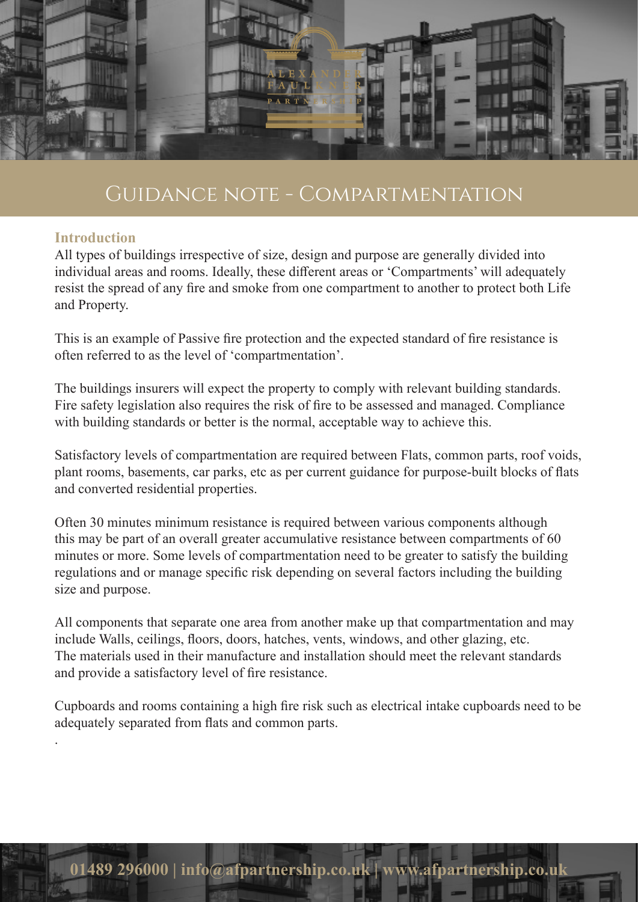# Guidance note - Compartmentation

## Introduction

All types of buildings irrespective of size, design and purpose are generally divided into individual areas and rooms. Ideally, these different areas or 'Compartments' will adequately resist the spread of any fire and smoke from one compartment to another to protect both Life and Property.

This is an example of Passive fire protection and the expected standard of fire resistance is often referred to as the level of 'compartmentation'.

The buildings insurers will expect the property to comply with relevant building standards. Fire safety legislation also requires the risk of fire to be assessed and managed. Compliance with building standards or better is the normal, acceptable way to achieve this.

Satisfactory levels of compartmentation are required between Flats, common parts, roof voids, plant rooms, basements, car parks, etc as per current guidance for purpose-built blocks of flats and converted residential properties.

Often 30 minutes minimum resistance is required between various components although this may be part of an overall greater accumulative resistance between compartments of 60 minutes or more. Some levels of compartmentation need to be greater to satisfy the building regulations and or manage specific risk depending on several factors including the building size and purpose.

All components that separate one area from another make up that compartmentation and may include Walls, ceilings, floors, doors, hatches, vents, windows, and other glazing, etc. The materials used in their manufacture and installation should meet the relevant standards and provide a satisfactory level of fire resistance.

Cupboards and rooms containing a high fire risk such as electrical intake cupboards need to be adequately separated from flats and common parts.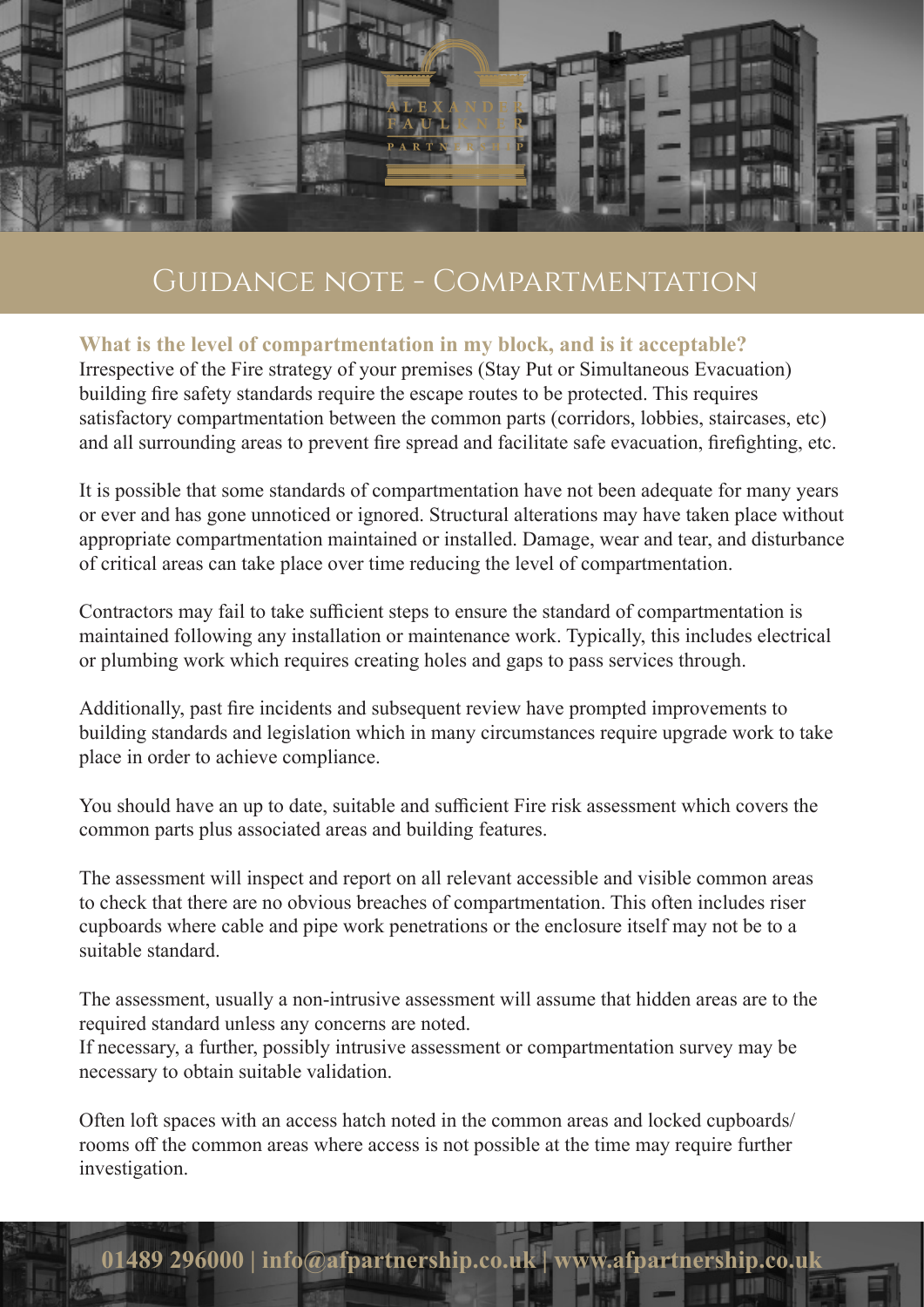# Guidance note - Compartmentation

**What is the level of compartmentation in my block, and is it acceptable?**

Irrespective of the Fire strategy of your premises (Stay Put or Simultaneous Evacuation) building fire safety standards require the escape routes to be protected. This requires satisfactory compartmentation between the common parts (corridors, lobbies, staircases, etc) and all surrounding areas to prevent fire spread and facilitate safe evacuation, firefighting, etc.

It is possible that some standards of compartmentation have not been adequate for many years or ever and has gone unnoticed or ignored. Structural alterations may have taken place without appropriate compartmentation maintained or installed. Damage, wear and tear, and disturbance of critical areas can take place over time reducing the level of compartmentation.

Contractors may fail to take sufficient steps to ensure the standard of compartmentation is maintained following any installation or maintenance work. Typically, this includes electrical or plumbing work which requires creating holes and gaps to pass services through.

Additionally, past fire incidents and subsequent review have prompted improvements to building standards and legislation which in many circumstances require upgrade work to take place in order to achieve compliance.

You should have an up to date, suitable and sufficient Fire risk assessment which covers the common parts plus associated areas and building features.

The assessment will inspect and report on all relevant accessible and visible common areas to check that there are no obvious breaches of compartmentation. This often includes riser cupboards where cable and pipe work penetrations or the enclosure itself may not be to a suitable standard.

The assessment, usually a non-intrusive assessment will assume that hidden areas are to the required standard unless any concerns are noted.
If necessary, a further, possibly intrusive assessment or compartmentation survey may be necessary to obtain suitable validation.

Often loft spaces with an access hatch noted in the common areas and locked cupboards/ rooms off the common areas where access is not possible at the time may require further investigation.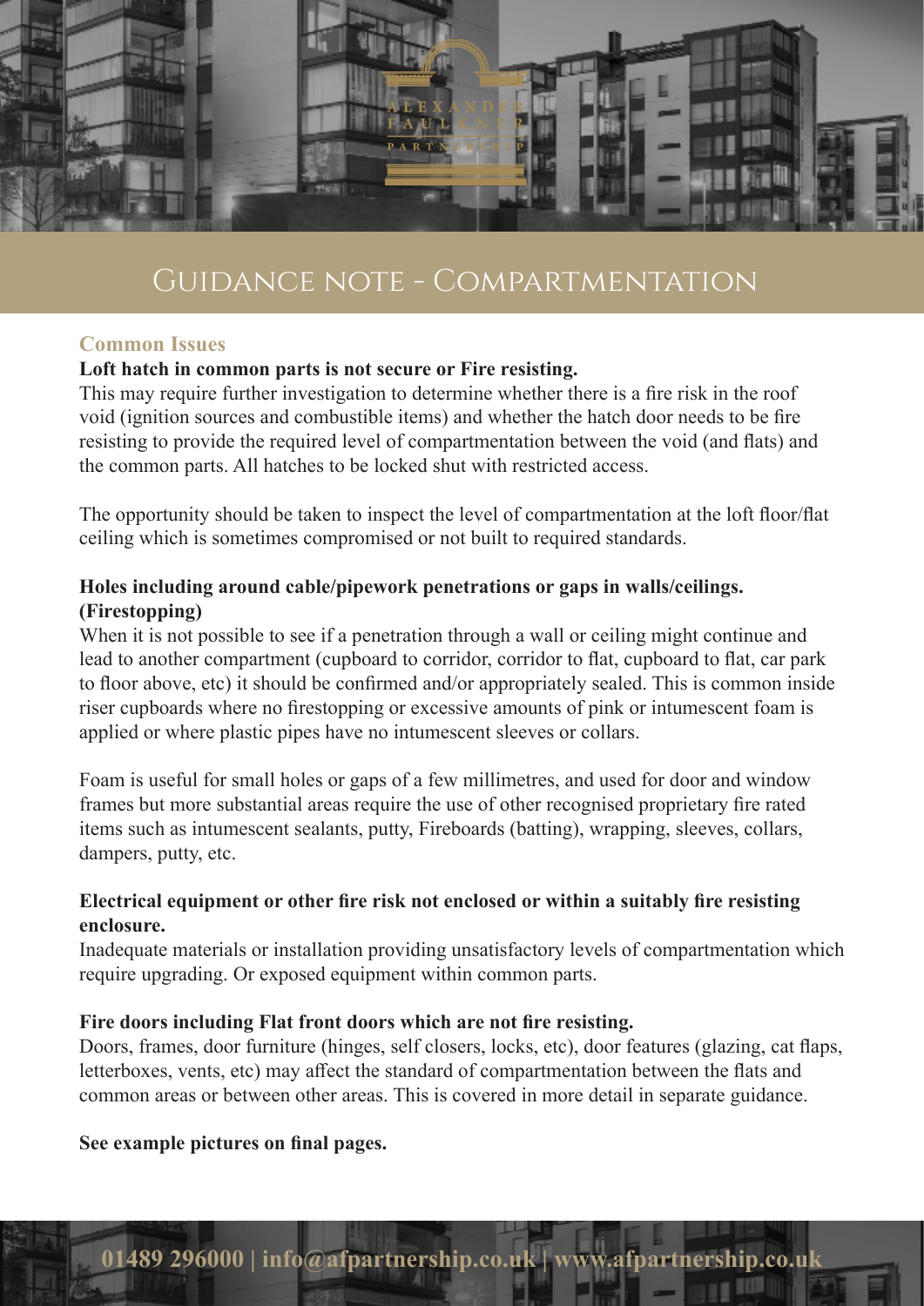# Guidance note - Compartmentation

## Common Issues

**Loft hatch in common parts is not secure or Fire resisting.**

This may require further investigation to determine whether there is a fire risk in the roof void (ignition sources and combustible items) and whether the hatch door needs to be fire resisting to provide the required level of compartmentation between the void (and flats) and the common parts. All hatches to be locked shut with restricted access.

The opportunity should be taken to inspect the level of compartmentation at the loft floor/flat ceiling which is sometimes compromised or not built to required standards.

**Holes including around cable/pipework penetrations or gaps in walls/ceilings. (Firestopping)**

When it is not possible to see if a penetration through a wall or ceiling might continue and lead to another compartment (cupboard to corridor, corridor to flat, cupboard to flat, car park to floor above, etc) it should be confirmed and/or appropriately sealed. This is common inside riser cupboards where no firestopping or excessive amounts of pink or intumescent foam is applied or where plastic pipes have no intumescent sleeves or collars.

Foam is useful for small holes or gaps of a few millimetres, and used for door and window frames but more substantial areas require the use of other recognised proprietary fire rated items such as intumescent sealants, putty, Fireboards (batting), wrapping, sleeves, collars, dampers, putty, etc.

**Electrical equipment or other fire risk not enclosed or within a suitably fire resisting enclosure.**

Inadequate materials or installation providing unsatisfactory levels of compartmentation which require upgrading. Or exposed equipment within common parts.

**Fire doors including Flat front doors which are not fire resisting.**

Doors, frames, door furniture (hinges, self closers, locks, etc), door features (glazing, cat flaps, letterboxes, vents, etc) may affect the standard of compartmentation between the flats and common areas or between other areas. This is covered in more detail in separate guidance.

**See example pictures on final pages.**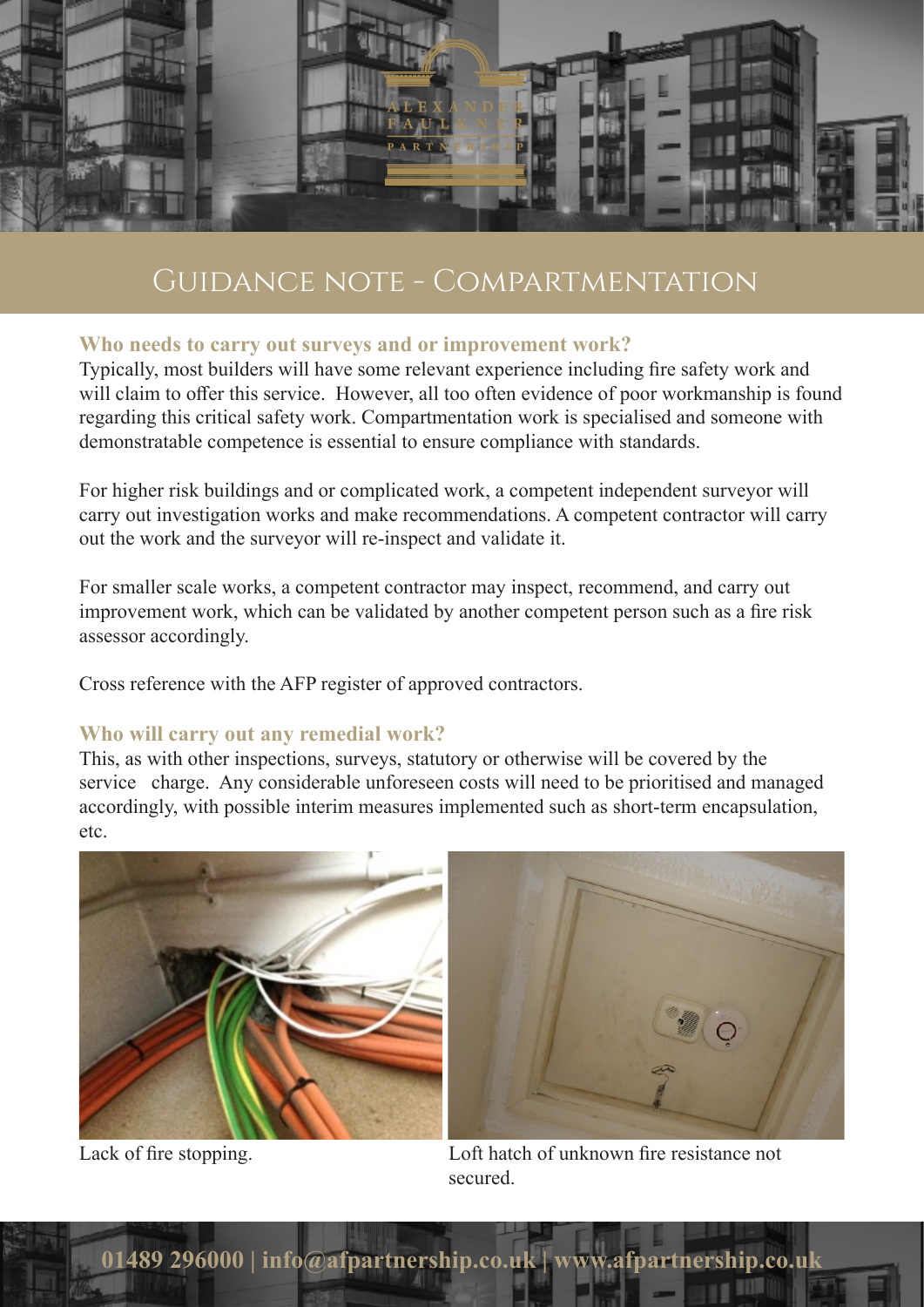# Guidance note - Compartmentation

### Who needs to carry out surveys and or improvement work?

Typically, most builders will have some relevant experience including fire safety work and will claim to offer this service. However, all too often evidence of poor workmanship is found regarding this critical safety work. Compartmentation work is specialised and someone with demonstratable competence is essential to ensure compliance with standards.

For higher risk buildings and or complicated work, a competent independent surveyor will carry out investigation works and make recommendations. A competent contractor will carry out the work and the surveyor will re-inspect and validate it.

For smaller scale works, a competent contractor may inspect, recommend, and carry out improvement work, which can be validated by another competent person such as a fire risk assessor accordingly.

Cross reference with the AFP register of approved contractors.

### Who will carry out any remedial work?

This, as with other inspections, surveys, statutory or otherwise will be covered by the service charge. Any considerable unforeseen costs will need to be prioritised and managed accordingly, with possible interim measures implemented such as short-term encapsulation, etc.

Lack of fire stopping.

Loft hatch of unknown fire resistance not secured.

01489 296000 | info@afpartnership.co.uk | www.afpartnership.co.uk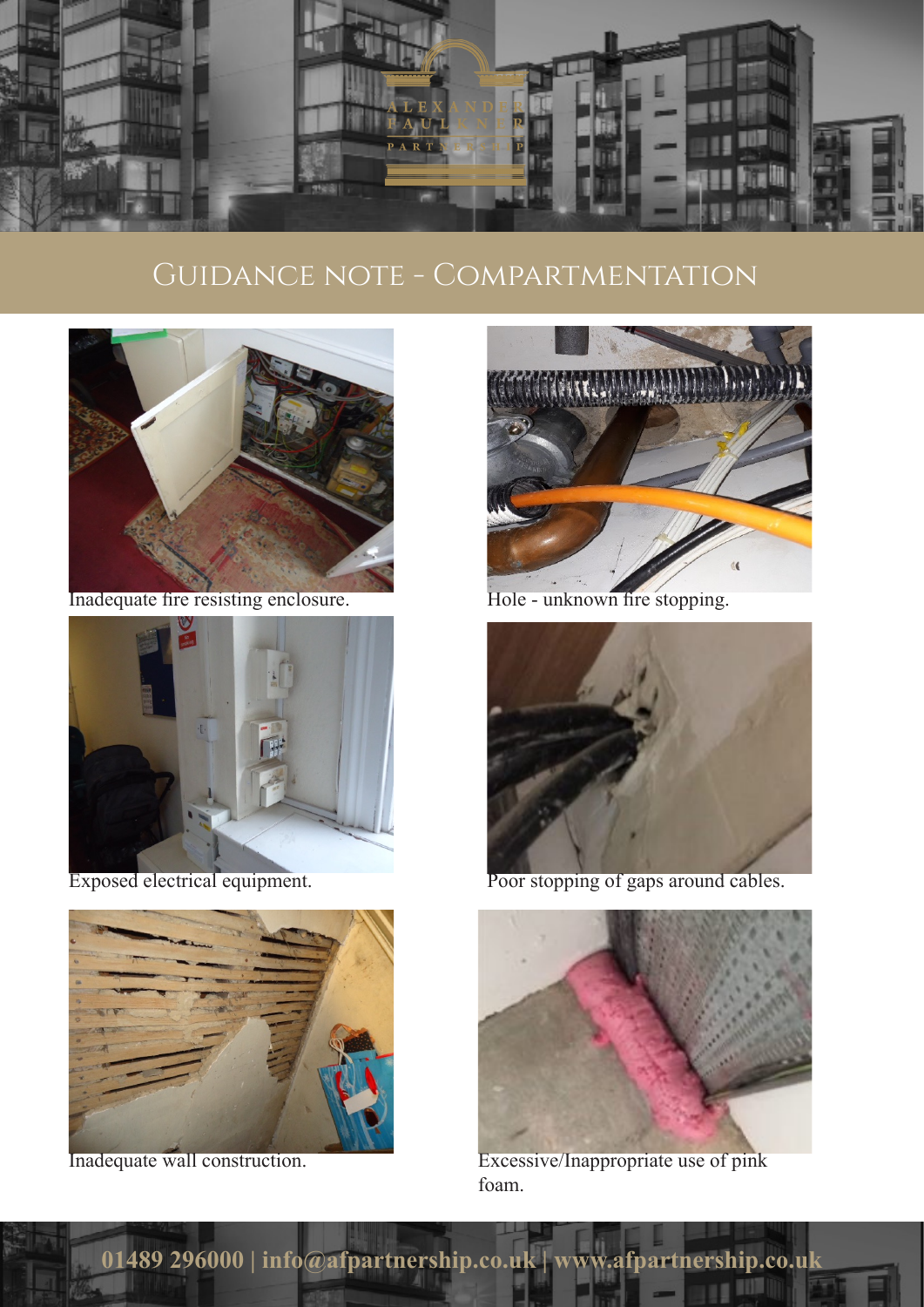# Guidance note - Compartmentation

Inadequate fire resisting enclosure.

Hole - unknown fire stopping.

Exposed electrical equipment.

Poor stopping of gaps around cables.

Inadequate wall construction.

Excessive/Inappropriate use of pink foam.

**01489 296000 | info@afpartnership.co.uk | www.afpartnership.co.uk**